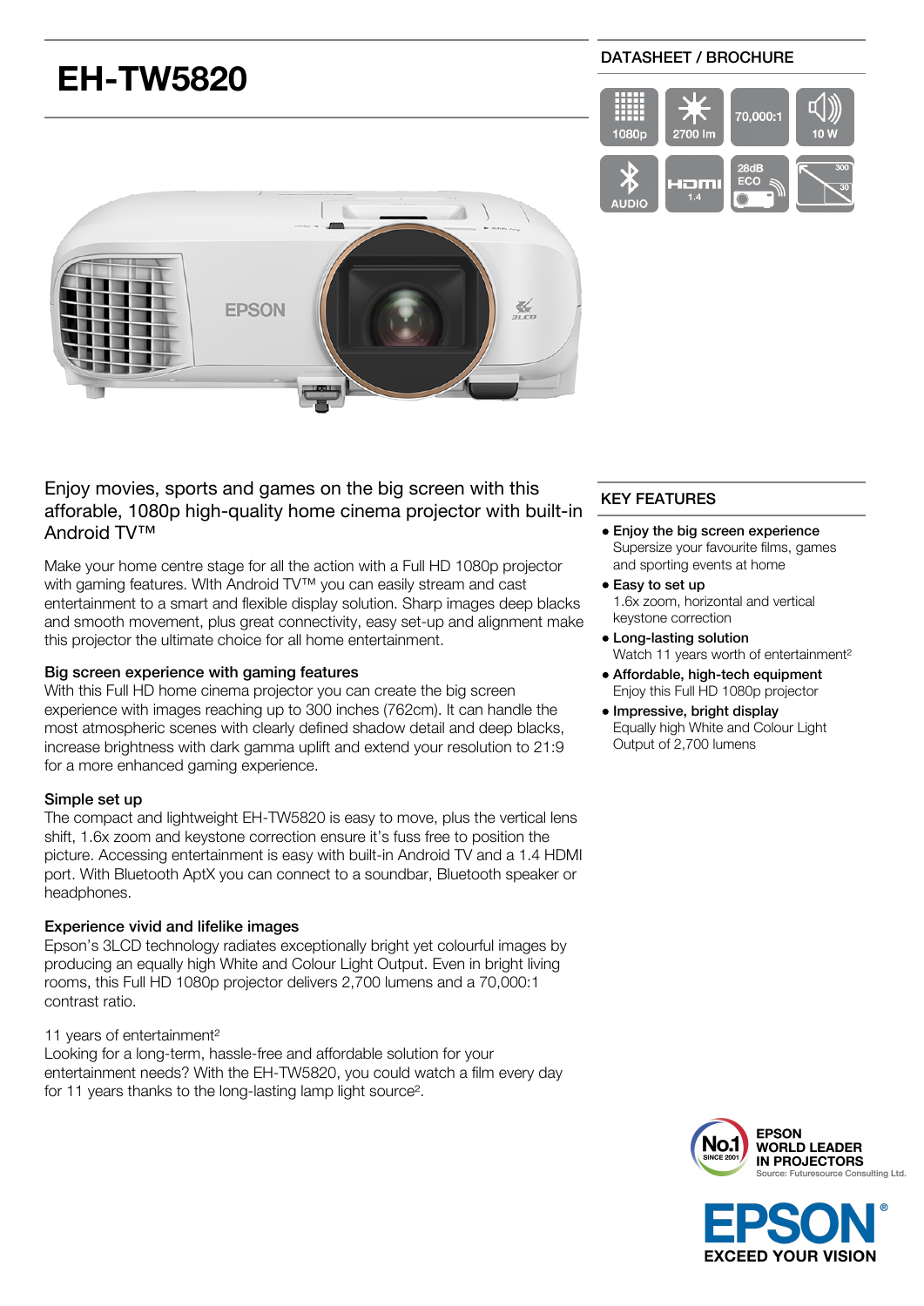# EH-TW5820

DATASHEET / BROCHURE

1080p | 2700 lm | 70,000:1 | 10 W | AUDIO | HDMI 1.4 | 28dB ECO | 300 30

Enjoy movies, sports and games on the big screen with this aforable, 1080p high-quality home cinema projector with built-in Android TV™

Make your home centre stage for all the action with a Full HD 1080p projector with gaming features. WIth Android TV™ you can easily stream and cast entertainment to a smart and flexible display solution. Sharp images deep blacks and smooth movement, plus great connectivity, easy set-up and alignment make this projector the ultimate choice for all home entertainment.

### Big screen experience with gaming features

With this Full HD home cinema projector you can create the big screen experience with images reaching up to 300 inches (762cm). It can handle the most atmospheric scenes with clearly defined shadow detail and deep blacks, increase brightness with dark gamma uplift and extend your resolution to 21:9 for a more enhanced gaming experience.

### Simple set up

The compact and lightweight EH-TW5820 is easy to move, plus the vertical lens shift, 1.6x zoom and keystone correction ensure it's fuss free to position the picture. Accessing entertainment is easy with built-in Android TV and a 1.4 HDMI port. With Bluetooth AptX you can connect to a soundbar, Bluetooth speaker or headphones.

### Experience vivid and lifelike images

Epson's 3LCD technology radiates exceptionally bright yet colourful images by producing an equally high White and Colour Light Output. Even in bright living rooms, this Full HD 1080p projector delivers 2,700 lumens and a 70,000:1 contrast ratio.

11 years of entertainment[2]

Looking for a long-term, hassle-free and affordable solution for your entertainment needs? With the EH-TW5820, you could watch a film every day for 11 years thanks to the long-lasting lamp light source[2].

## KEY FEATURES

- **Enjoy the big screen experience**
  Supersize your favourite films, games and sporting events at home
- **Easy to set up**
  1.6x zoom, horizontal and vertical keystone correction
- **Long-lasting solution**
  Watch 11 years worth of entertainment[2]
- **Affordable, high-tech equipment**
  Enjoy this Full HD 1080p projector
- **Impressive, bright display**
  Equally high White and Colour Light Output of 2,700 lumens

No.1 SINCE 2001 — EPSON WORLD LEADER IN PROJECTORS
Source: Futuresource Consulting Ltd.

EPSON EXCEED YOUR VISION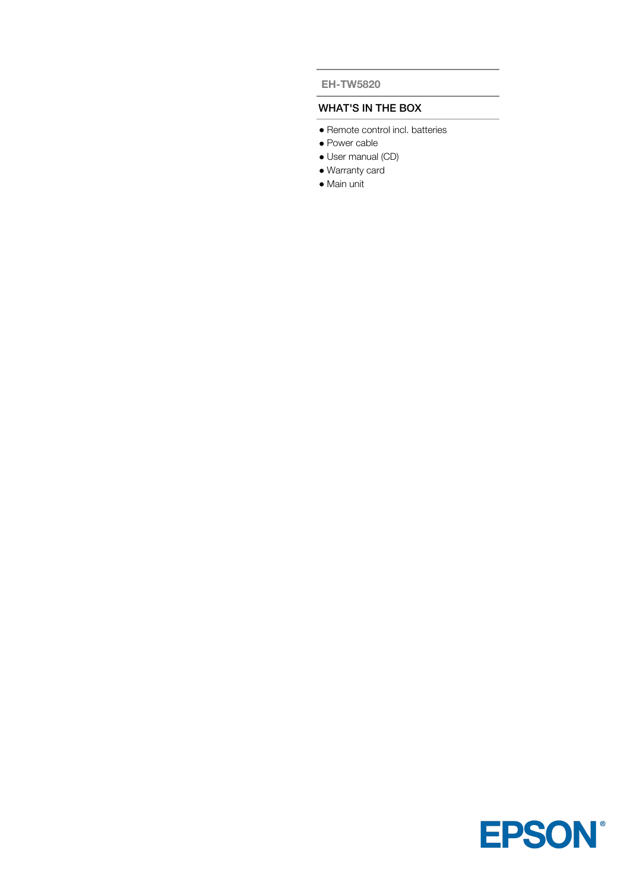EH-TW5820

## WHAT'S IN THE BOX

- Remote control incl. batteries
- Power cable
- User manual (CD)
- Warranty card
- Main unit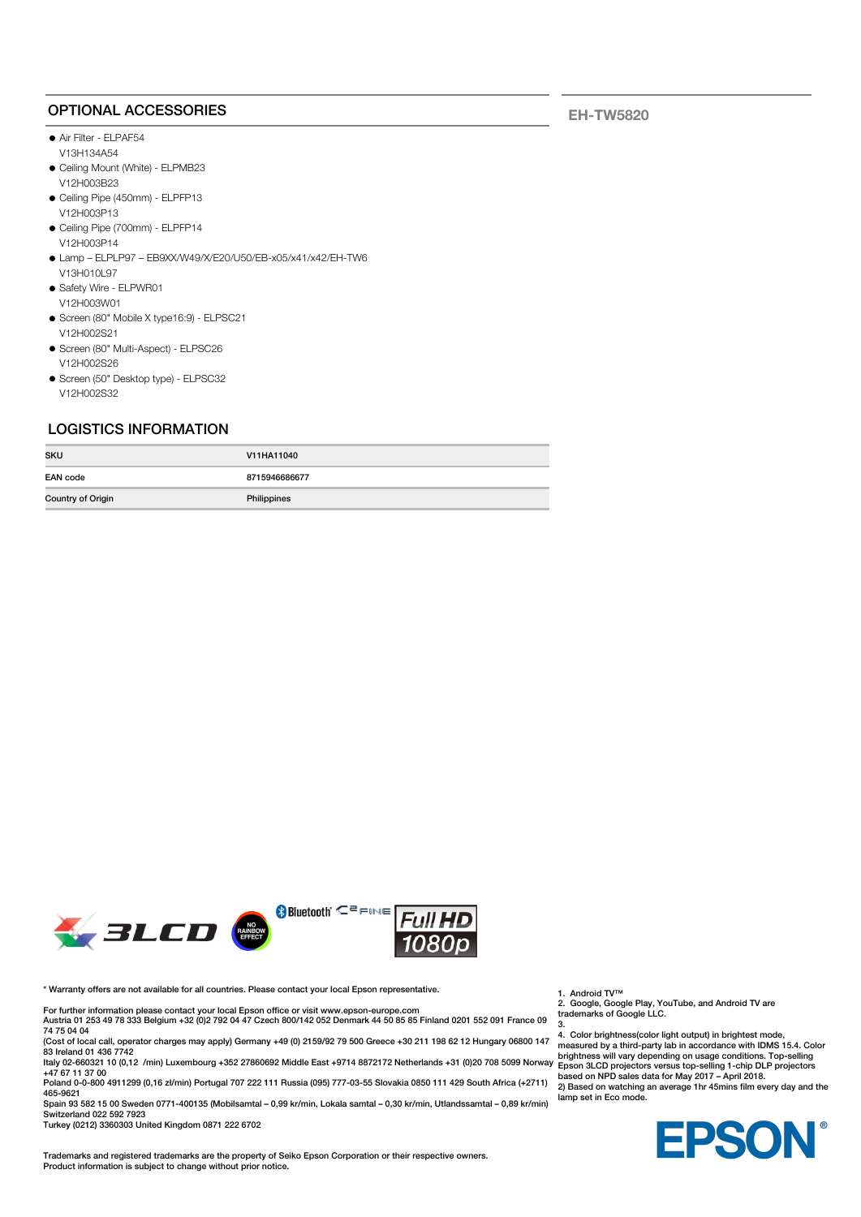## OPTIONAL ACCESSORIES

EH-TW5820

- Air Filter - ELPAF54
  V13H134A54
- Ceiling Mount (White) - ELPMB23
  V12H003B23
- Ceiling Pipe (450mm) - ELPFP13
  V12H003P13
- Ceiling Pipe (700mm) - ELPFP14
  V12H003P14
- Lamp – ELPLP97 – EB9XX/W49/X/E20/U50/EB-x05/x41/x42/EH-TW6
  V13H010L97
- Safety Wire - ELPWR01
  V12H003W01
- Screen (80" Mobile X type16:9) - ELPSC21
  V12H002S21
- Screen (80" Multi-Aspect) - ELPSC26
  V12H002S26
- Screen (50" Desktop type) - ELPSC32
  V12H002S32

## LOGISTICS INFORMATION

| | |
|---|---|
| SKU | V11HA11040 |
| EAN code | 8715946686677 |
| Country of Origin | Philippines |

3LCD NO RAINBOW EFFECT Bluetooth C²FINE Full HD 1080p

\* Warranty offers are not available for all countries. Please contact your local Epson representative.

For further information please contact your local Epson office or visit www.epson-europe.com
Austria 01 253 49 78 333 Belgium +32 (0)2 792 04 47 Czech 800/142 052 Denmark 44 50 85 85 Finland 0201 552 091 France 09 74 75 04 04
(Cost of local call, operator charges may apply) Germany +49 (0) 2159/92 79 500 Greece +30 211 198 62 12 Hungary 06800 147 83 Ireland 01 436 7742
Italy 02-660321 10 (0,12 /min) Luxembourg +352 27860692 Middle East +9714 8872172 Netherlands +31 (0)20 708 5099 Norway +47 67 11 37 00
Poland 0-0-800 4911299 (0,16 zł/min) Portugal 707 222 111 Russia (095) 777-03-55 Slovakia 0850 111 429 South Africa (+2711) 465-9621
Spain 93 582 15 00 Sweden 0771-400135 (Mobilsamtal – 0,99 kr/min, Lokala samtal – 0,30 kr/min, Utlandssamtal – 0,89 kr/min) Switzerland 022 592 7923
Turkey (0212) 3360303 United Kingdom 0871 222 6702

Trademarks and registered trademarks are the property of Seiko Epson Corporation or their respective owners.
Product information is subject to change without prior notice.

1. Android TV™
2. Google, Google Play, YouTube, and Android TV are trademarks of Google LLC.
3.
4. Color brightness(color light output) in brightest mode, measured by a third-party lab in accordance with IDMS 15.4. Color brightness will vary depending on usage conditions. Top-selling Epson 3LCD projectors versus top-selling 1-chip DLP projectors based on NPD sales data for May 2017 – April 2018.
2) Based on watching an average 1hr 45mins film every day and the lamp set in Eco mode.

EPSON®